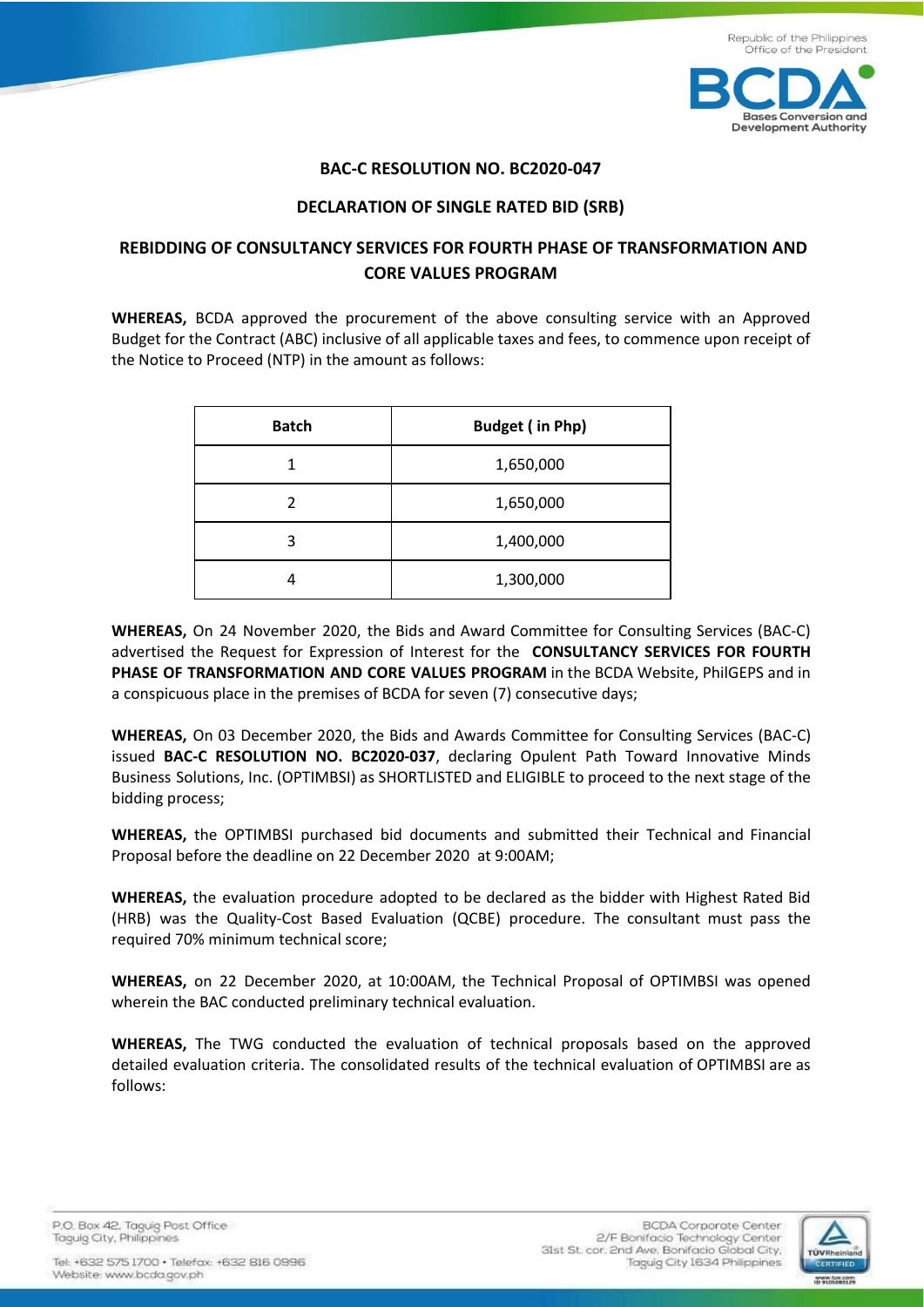## BAC-C RESOLUTION NO. BC2020-047

## DECLARATION OF SINGLE RATED BID (SRB)

## REBIDDING OF CONSULTANCY SERVICES FOR FOURTH PHASE OF TRANSFORMATION AND CORE VALUES PROGRAM

**WHEREAS,** BCDA approved the procurement of the above consulting service with an Approved Budget for the Contract (ABC) inclusive of all applicable taxes and fees, to commence upon receipt of the Notice to Proceed (NTP) in the amount as follows:

| Batch | Budget ( in Php) |
|---|---|
| 1 | 1,650,000 |
| 2 | 1,650,000 |
| 3 | 1,400,000 |
| 4 | 1,300,000 |

**WHEREAS,** On 24 November 2020, the Bids and Award Committee for Consulting Services (BAC-C) advertised the Request for Expression of Interest for the **CONSULTANCY SERVICES FOR FOURTH PHASE OF TRANSFORMATION AND CORE VALUES PROGRAM** in the BCDA Website, PhilGEPS and in a conspicuous place in the premises of BCDA for seven (7) consecutive days;

**WHEREAS,** On 03 December 2020, the Bids and Awards Committee for Consulting Services (BAC-C) issued **BAC-C RESOLUTION NO. BC2020-037**, declaring Opulent Path Toward Innovative Minds Business Solutions, Inc. (OPTIMBSI) as SHORTLISTED and ELIGIBLE to proceed to the next stage of the bidding process;

**WHEREAS,** the OPTIMBSI purchased bid documents and submitted their Technical and Financial Proposal before the deadline on 22 December 2020 at 9:00AM;

**WHEREAS,** the evaluation procedure adopted to be declared as the bidder with Highest Rated Bid (HRB) was the Quality-Cost Based Evaluation (QCBE) procedure. The consultant must pass the required 70% minimum technical score;

**WHEREAS,** on 22 December 2020, at 10:00AM, the Technical Proposal of OPTIMBSI was opened wherein the BAC conducted preliminary technical evaluation.

**WHEREAS,** The TWG conducted the evaluation of technical proposals based on the approved detailed evaluation criteria. The consolidated results of the technical evaluation of OPTIMBSI are as follows: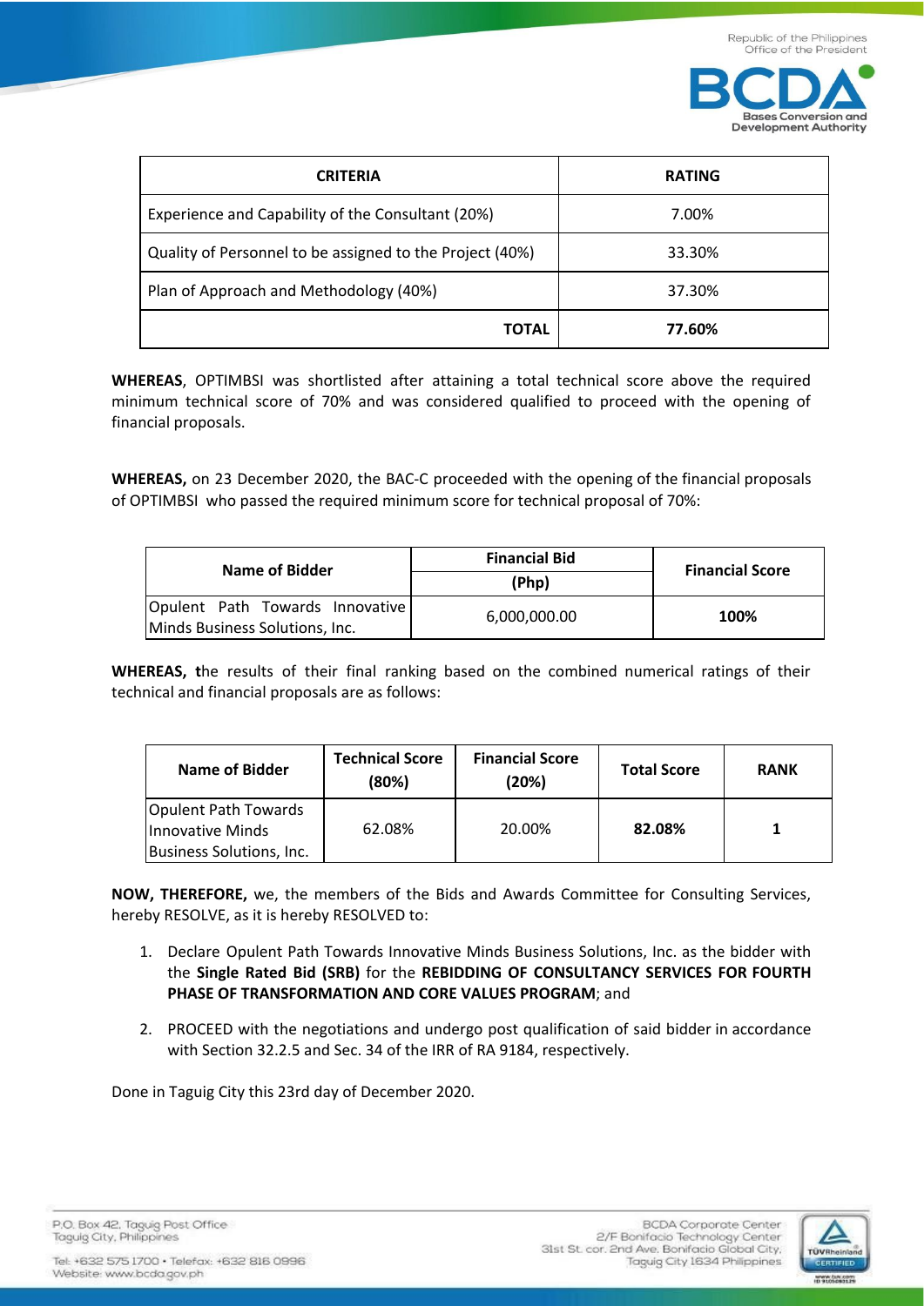| CRITERIA | RATING |
| --- | --- |
| Experience and Capability of the Consultant (20%) | 7.00% |
| Quality of Personnel to be assigned to the Project (40%) | 33.30% |
| Plan of Approach and Methodology (40%) | 37.30% |
| **TOTAL** | **77.60%** |

**WHEREAS**, OPTIMBSI was shortlisted after attaining a total technical score above the required minimum technical score of 70% and was considered qualified to proceed with the opening of financial proposals.

**WHEREAS,** on 23 December 2020, the BAC-C proceeded with the opening of the financial proposals of OPTIMBSI who passed the required minimum score for technical proposal of 70%:

| Name of Bidder | Financial Bid (Php) | Financial Score |
| --- | --- | --- |
| Opulent Path Towards Innovative Minds Business Solutions, Inc. | 6,000,000.00 | **100%** |

**WHEREAS, t**he results of their final ranking based on the combined numerical ratings of their technical and financial proposals are as follows:

| Name of Bidder | Technical Score (80%) | Financial Score (20%) | Total Score | RANK |
| --- | --- | --- | --- | --- |
| Opulent Path Towards Innovative Minds Business Solutions, Inc. | 62.08% | 20.00% | **82.08%** | **1** |

**NOW, THEREFORE,** we, the members of the Bids and Awards Committee for Consulting Services, hereby RESOLVE, as it is hereby RESOLVED to:

1. Declare Opulent Path Towards Innovative Minds Business Solutions, Inc. as the bidder with the **Single Rated Bid (SRB)** for the **REBIDDING OF CONSULTANCY SERVICES FOR FOURTH PHASE OF TRANSFORMATION AND CORE VALUES PROGRAM**; and
2. PROCEED with the negotiations and undergo post qualification of said bidder in accordance with Section 32.2.5 and Sec. 34 of the IRR of RA 9184, respectively.

Done in Taguig City this 23rd day of December 2020.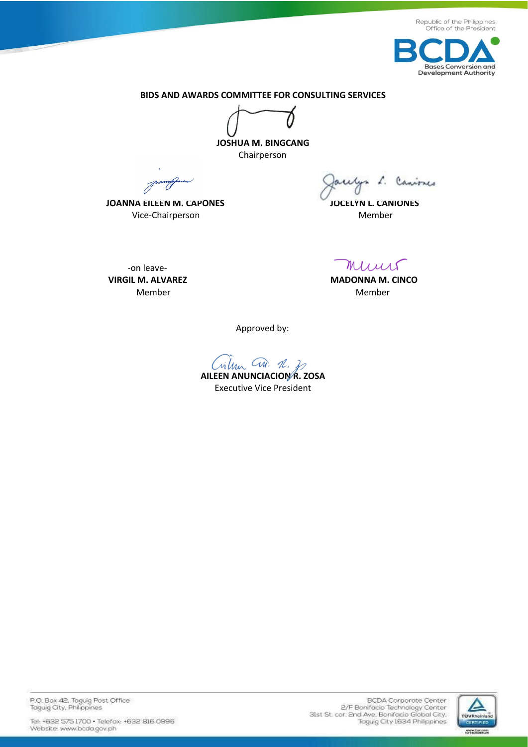**BIDS AND AWARDS COMMITTEE FOR CONSULTING SERVICES**

**JOSHUA M. BINGCANG**
Chairperson

**JOANNA EILEEN M. CAPONES**
Vice-Chairperson

**JOCELYN L. CANIONES**
Member

-on leave-
**VIRGIL M. ALVAREZ**
Member

**MADONNA M. CINCO**
Member

Approved by:

**AILEEN ANUNCIACION R. ZOSA**
Executive Vice President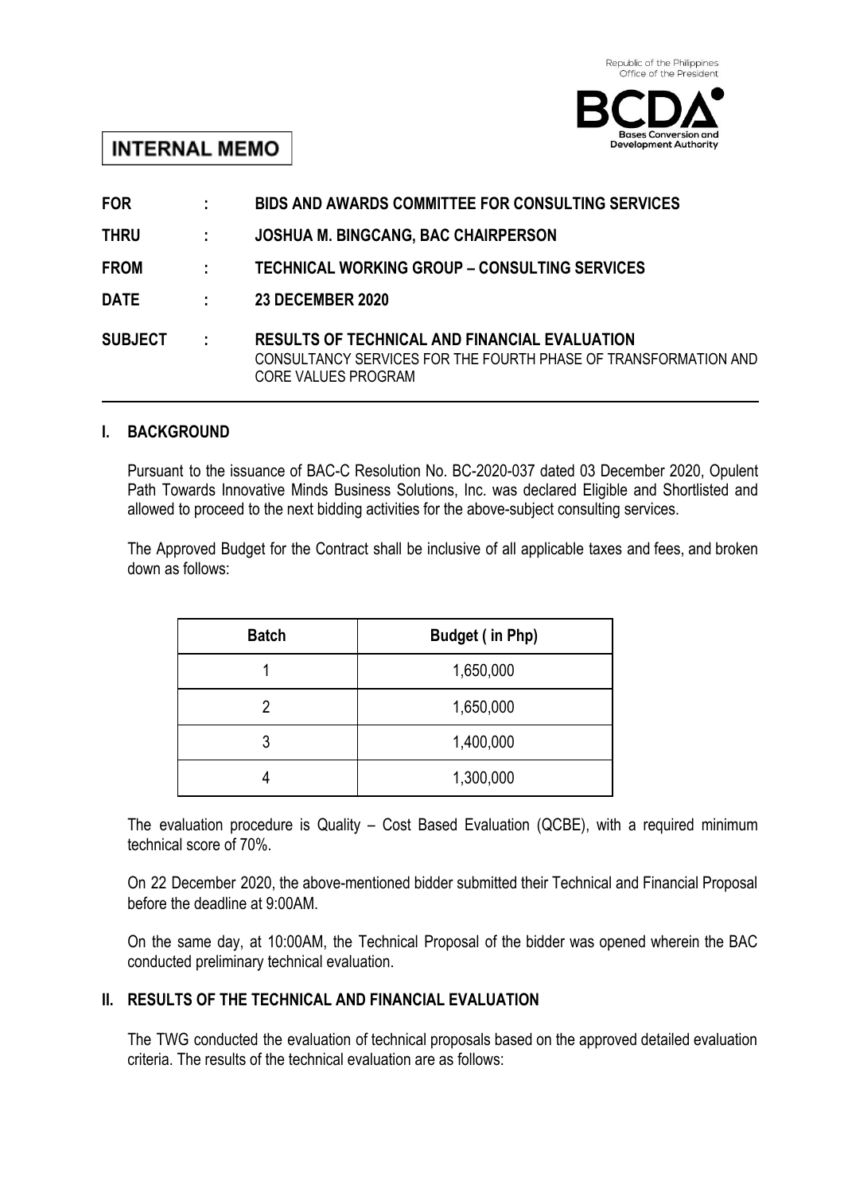Republic of the Philippines
Office of the President

**BCDA** Bases Conversion and Development Authority

**INTERNAL MEMO**

| | | |
|---|---|---|
| **FOR** | : | **BIDS AND AWARDS COMMITTEE FOR CONSULTING SERVICES** |
| **THRU** | : | **JOSHUA M. BINGCANG, BAC CHAIRPERSON** |
| **FROM** | : | **TECHNICAL WORKING GROUP – CONSULTING SERVICES** |
| **DATE** | : | **23 DECEMBER 2020** |
| **SUBJECT** | : | **RESULTS OF TECHNICAL AND FINANCIAL EVALUATION** CONSULTANCY SERVICES FOR THE FOURTH PHASE OF TRANSFORMATION AND CORE VALUES PROGRAM |

## I. BACKGROUND

Pursuant to the issuance of BAC-C Resolution No. BC-2020-037 dated 03 December 2020, Opulent Path Towards Innovative Minds Business Solutions, Inc. was declared Eligible and Shortlisted and allowed to proceed to the next bidding activities for the above-subject consulting services.

The Approved Budget for the Contract shall be inclusive of all applicable taxes and fees, and broken down as follows:

| Batch | Budget ( in Php) |
|---|---|
| 1 | 1,650,000 |
| 2 | 1,650,000 |
| 3 | 1,400,000 |
| 4 | 1,300,000 |

The evaluation procedure is Quality – Cost Based Evaluation (QCBE), with a required minimum technical score of 70%.

On 22 December 2020, the above-mentioned bidder submitted their Technical and Financial Proposal before the deadline at 9:00AM.

On the same day, at 10:00AM, the Technical Proposal of the bidder was opened wherein the BAC conducted preliminary technical evaluation.

## II. RESULTS OF THE TECHNICAL AND FINANCIAL EVALUATION

The TWG conducted the evaluation of technical proposals based on the approved detailed evaluation criteria. The results of the technical evaluation are as follows: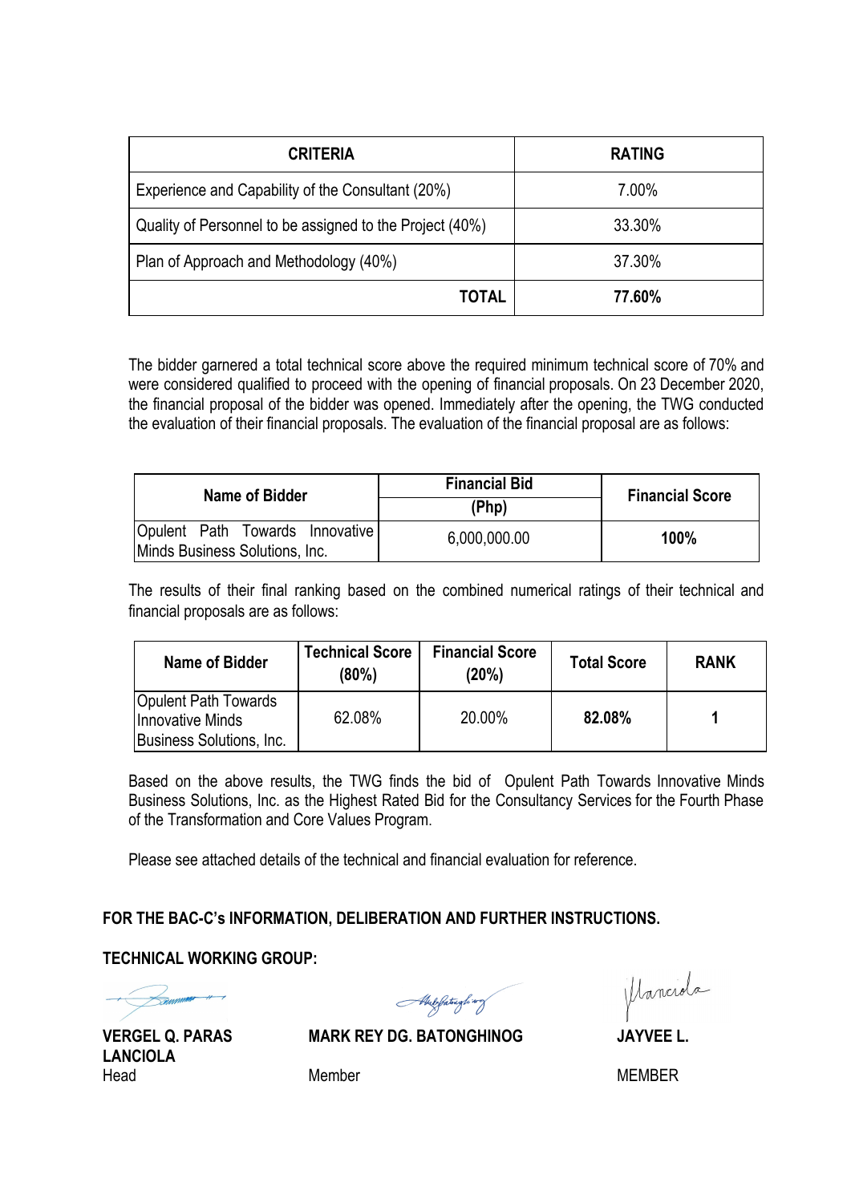| CRITERIA | RATING |
|---|---|
| Experience and Capability of the Consultant (20%) | 7.00% |
| Quality of Personnel to be assigned to the Project (40%) | 33.30% |
| Plan of Approach and Methodology (40%) | 37.30% |
| **TOTAL** | **77.60%** |

The bidder garnered a total technical score above the required minimum technical score of 70% and were considered qualified to proceed with the opening of financial proposals. On 23 December 2020, the financial proposal of the bidder was opened. Immediately after the opening, the TWG conducted the evaluation of their financial proposals. The evaluation of the financial proposal are as follows:

| Name of Bidder | Financial Bid (Php) | Financial Score |
|---|---|---|
| Opulent Path Towards Innovative Minds Business Solutions, Inc. | 6,000,000.00 | **100%** |

The results of their final ranking based on the combined numerical ratings of their technical and financial proposals are as follows:

| Name of Bidder | Technical Score (80%) | Financial Score (20%) | Total Score | RANK |
|---|---|---|---|---|
| Opulent Path Towards Innovative Minds Business Solutions, Inc. | 62.08% | 20.00% | **82.08%** | **1** |

Based on the above results, the TWG finds the bid of Opulent Path Towards Innovative Minds Business Solutions, Inc. as the Highest Rated Bid for the Consultancy Services for the Fourth Phase of the Transformation and Core Values Program.

Please see attached details of the technical and financial evaluation for reference.

**FOR THE BAC-C's INFORMATION, DELIBERATION AND FURTHER INSTRUCTIONS.**

**TECHNICAL WORKING GROUP:**

**VERGEL Q. PARAS**
Head

**MARK REY DG. BATONGHINOG**
Member

**JAYVEE L. LANCIOLA**
MEMBER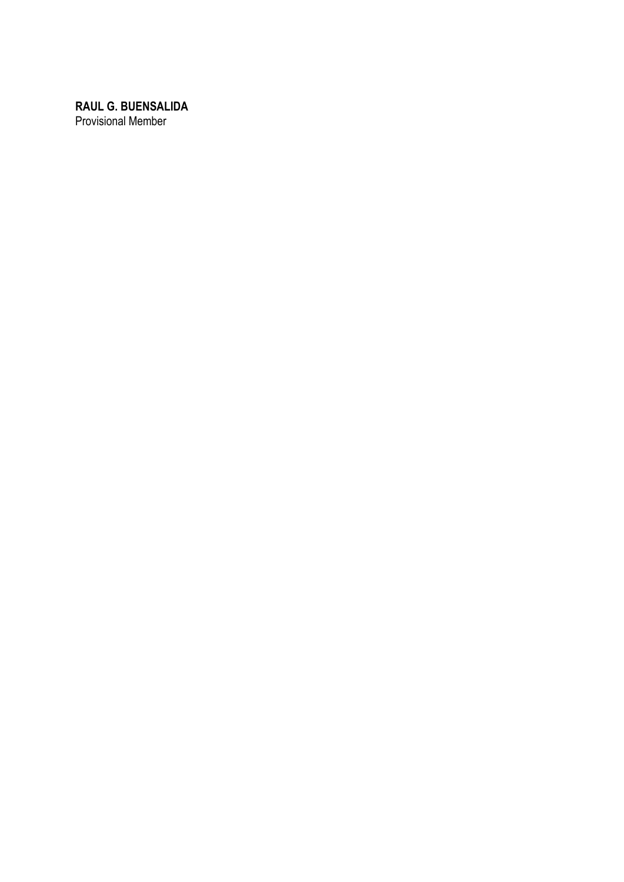**RAUL G. BUENSALIDA**
Provisional Member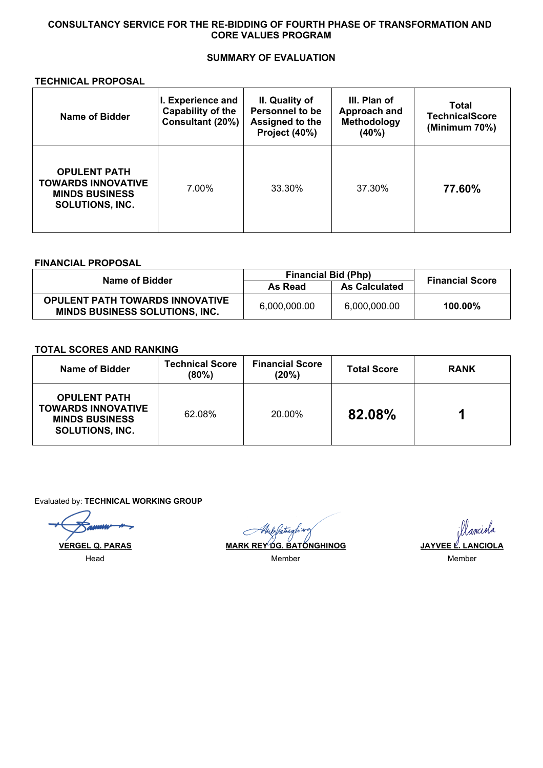# CONSULTANCY SERVICE FOR THE RE-BIDDING OF FOURTH PHASE OF TRANSFORMATION AND CORE VALUES PROGRAM

## SUMMARY OF EVALUATION

### TECHNICAL PROPOSAL

| Name of Bidder | I. Experience and Capability of the Consultant (20%) | II. Quality of Personnel to be Assigned to the Project (40%) | III. Plan of Approach and Methodology (40%) | Total TechnicalScore (Minimum 70%) |
|---|---|---|---|---|
| **OPULENT PATH TOWARDS INNOVATIVE MINDS BUSINESS SOLUTIONS, INC.** | 7.00% | 33.30% | 37.30% | **77.60%** |

### FINANCIAL PROPOSAL

| Name of Bidder | Financial Bid (Php) | | Financial Score |
|---|---|---|---|
| | As Read | As Calculated | |
| **OPULENT PATH TOWARDS INNOVATIVE MINDS BUSINESS SOLUTIONS, INC.** | 6,000,000.00 | 6,000,000.00 | **100.00%** |

### TOTAL SCORES AND RANKING

| Name of Bidder | Technical Score (80%) | Financial Score (20%) | Total Score | RANK |
|---|---|---|---|---|
| **OPULENT PATH TOWARDS INNOVATIVE MINDS BUSINESS SOLUTIONS, INC.** | 62.08% | 20.00% | **82.08%** | **1** |

Evaluated by: **TECHNICAL WORKING GROUP**

**VERGEL Q. PARAS**
Head

**MARK REY DG. BATONGHINOG**
Member

**JAYVEE L. LANCIOLA**
Member